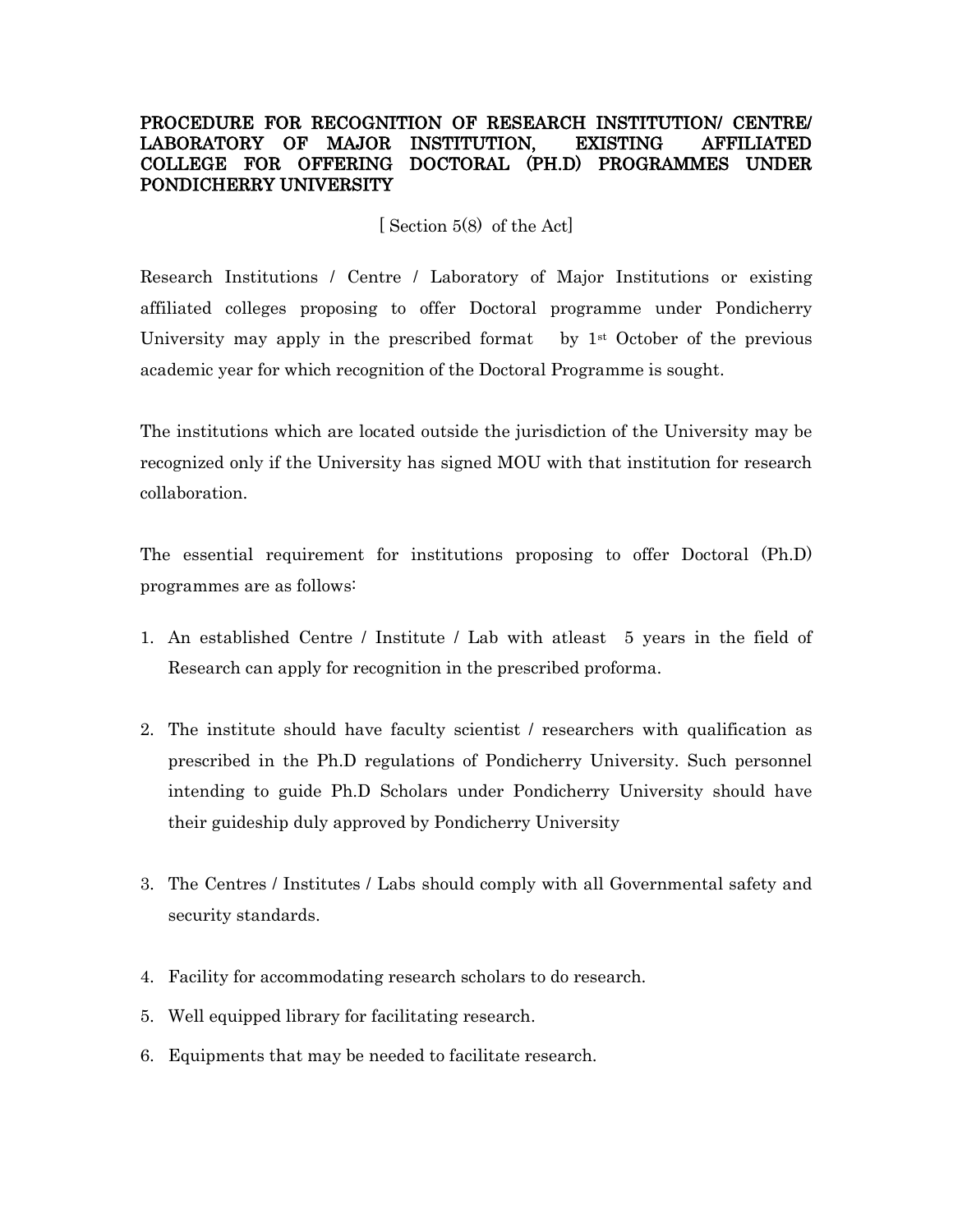# PROCEDURE FOR RECOGNITION OF RESEARCH INSTITUTION/ CENTRE/ LABORATORY OF MAJOR INSTITUTION, EXISTING AFFILIATED COLLEGE FOR OFFERING DOCTORAL (PH.D) PROGRAMMES UNDER PONDICHERRY UNIVERSITY

[ Section 5(8) of the Act]

Research Institutions / Centre / Laboratory of Major Institutions or existing affiliated colleges proposing to offer Doctoral programme under Pondicherry University may apply in the prescribed format by 1st October of the previous academic year for which recognition of the Doctoral Programme is sought.

The institutions which are located outside the jurisdiction of the University may be recognized only if the University has signed MOU with that institution for research collaboration.

The essential requirement for institutions proposing to offer Doctoral (Ph.D) programmes are as follows:

1. An established Centre / Institute / Lab with atleast 5 years in the field of Research can apply for recognition in the prescribed proforma.

2. The institute should have faculty scientist / researchers with qualification as prescribed in the Ph.D regulations of Pondicherry University. Such personnel intending to guide Ph.D Scholars under Pondicherry University should have their guideship duly approved by Pondicherry University

3. The Centres / Institutes / Labs should comply with all Governmental safety and security standards.

4. Facility for accommodating research scholars to do research.

5. Well equipped library for facilitating research.

6. Equipments that may be needed to facilitate research.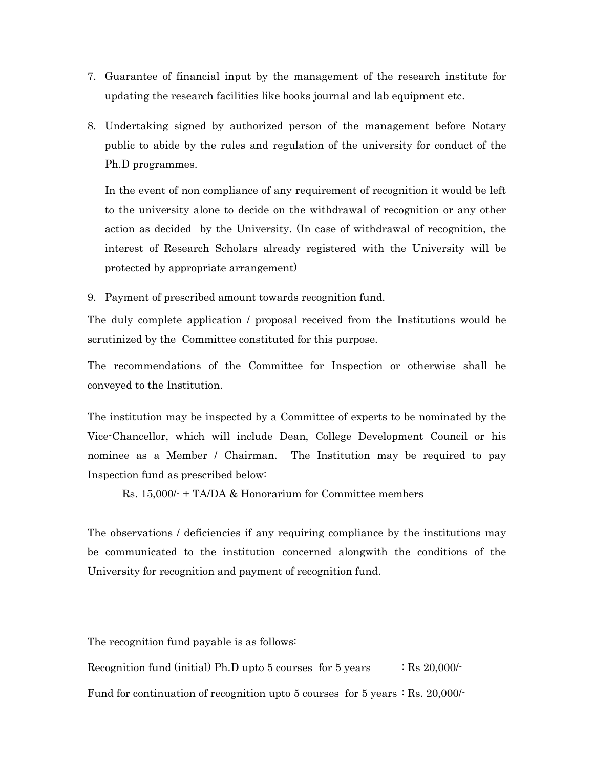7. Guarantee of financial input by the management of the research institute for updating the research facilities like books journal and lab equipment etc.

8. Undertaking signed by authorized person of the management before Notary public to abide by the rules and regulation of the university for conduct of the Ph.D programmes.

   In the event of non compliance of any requirement of recognition it would be left to the university alone to decide on the withdrawal of recognition or any other action as decided by the University. (In case of withdrawal of recognition, the interest of Research Scholars already registered with the University will be protected by appropriate arrangement)

9. Payment of prescribed amount towards recognition fund.

The duly complete application / proposal received from the Institutions would be scrutinized by the Committee constituted for this purpose.

The recommendations of the Committee for Inspection or otherwise shall be conveyed to the Institution.

The institution may be inspected by a Committee of experts to be nominated by the Vice-Chancellor, which will include Dean, College Development Council or his nominee as a Member / Chairman. The Institution may be required to pay Inspection fund as prescribed below:

Rs. 15,000/- + TA/DA & Honorarium for Committee members

The observations / deficiencies if any requiring compliance by the institutions may be communicated to the institution concerned alongwith the conditions of the University for recognition and payment of recognition fund.

The recognition fund payable is as follows:

Recognition fund (initial) Ph.D upto 5 courses for 5 years : Rs 20,000/-

Fund for continuation of recognition upto 5 courses for 5 years : Rs. 20,000/-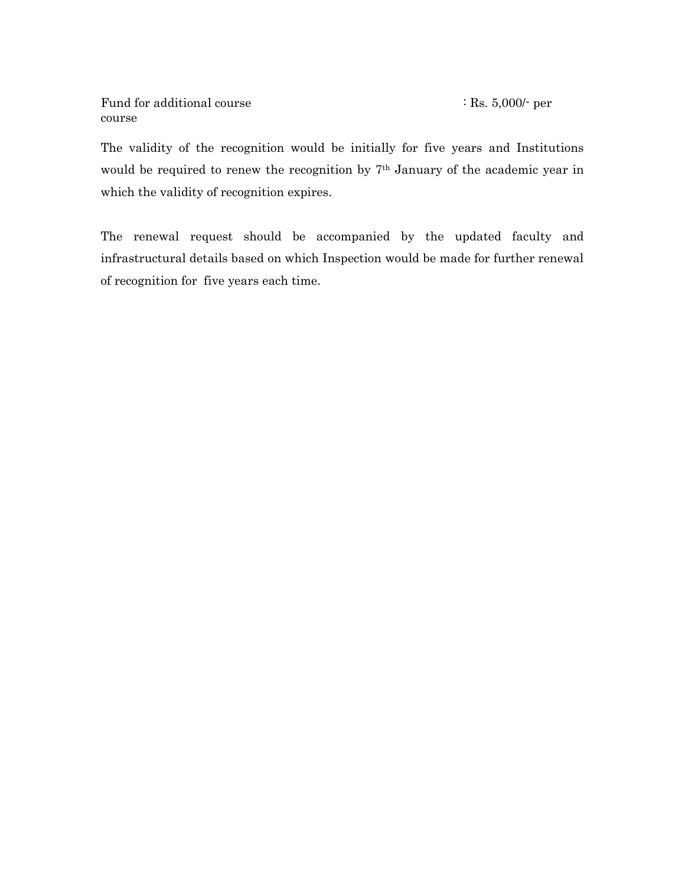Fund for additional course : Rs. 5,000/- per course

The validity of the recognition would be initially for five years and Institutions would be required to renew the recognition by 7th January of the academic year in which the validity of recognition expires.

The renewal request should be accompanied by the updated faculty and infrastructural details based on which Inspection would be made for further renewal of recognition for five years each time.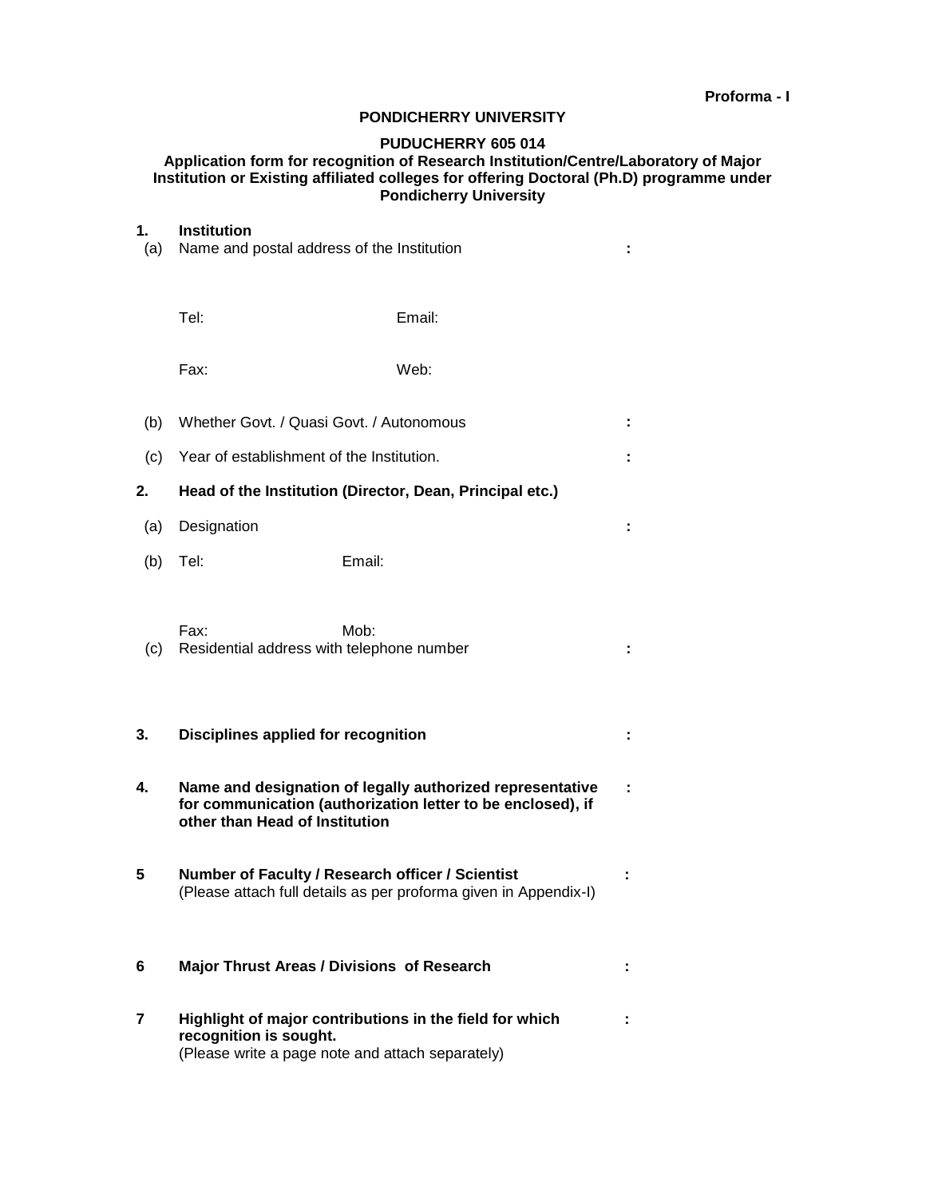**Proforma - I**

**PONDICHERRY UNIVERSITY**

**PUDUCHERRY 605 014**

**Application form for recognition of Research Institution/Centre/Laboratory of Major Institution or Existing affiliated colleges for offering Doctoral (Ph.D) programme under Pondicherry University**

**1. Institution**

(a) Name and postal address of the Institution :

Tel: Email:

Fax: Web:

(b) Whether Govt. / Quasi Govt. / Autonomous :

(c) Year of establishment of the Institution. :

**2. Head of the Institution (Director, Dean, Principal etc.)**

(a) Designation :

(b) Tel: Email:

Fax: Mob:

(c) Residential address with telephone number :

**3. Disciplines applied for recognition :**

**4. Name and designation of legally authorized representative for communication (authorization letter to be enclosed), if other than Head of Institution :**

**5 Number of Faculty / Research officer / Scientist :**
(Please attach full details as per proforma given in Appendix-I)

**6 Major Thrust Areas / Divisions of Research :**

**7 Highlight of major contributions in the field for which recognition is sought. :**
(Please write a page note and attach separately)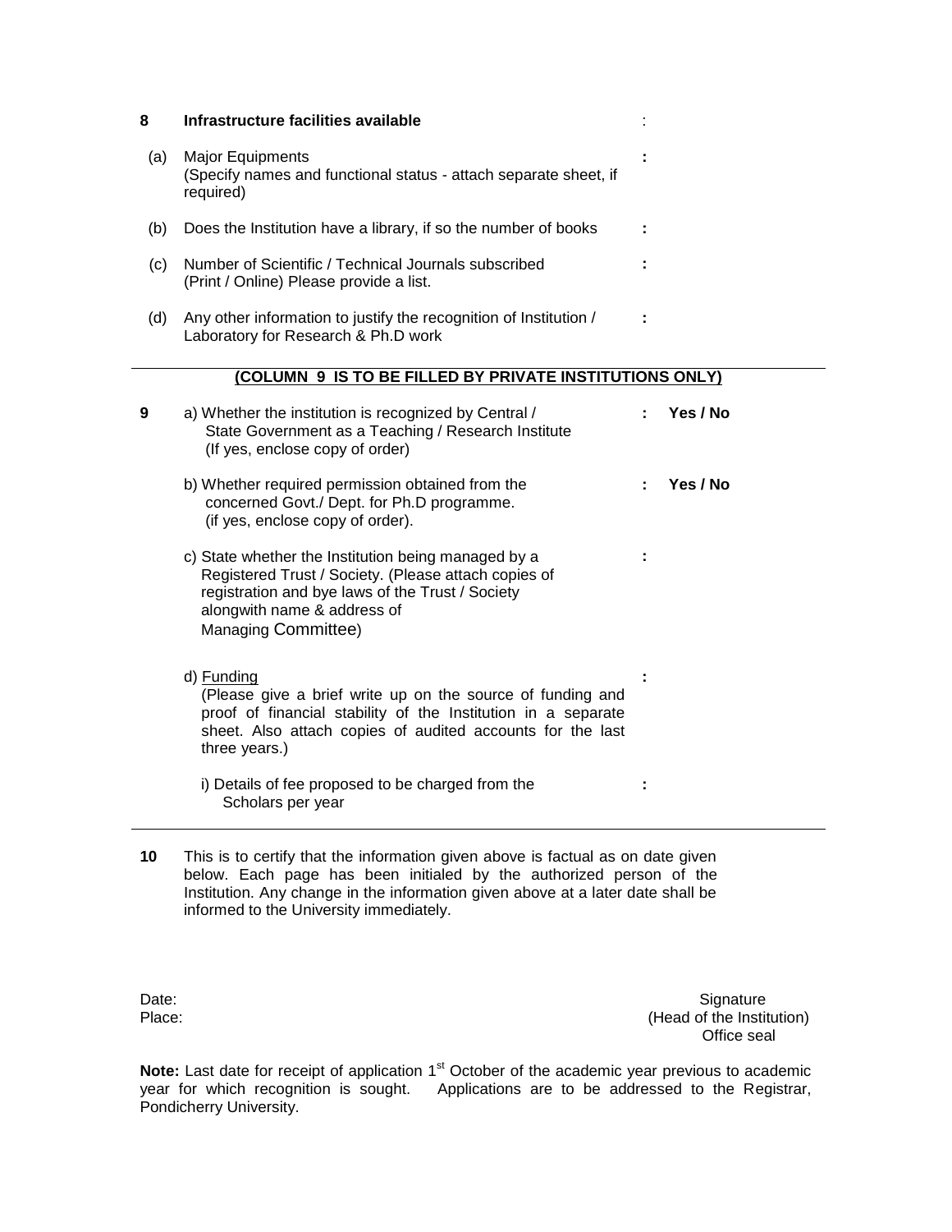**8** **Infrastructure facilities available** :

(a) Major Equipments
(Specify names and functional status - attach separate sheet, if required) :

(b) Does the Institution have a library, if so the number of books :

(c) Number of Scientific / Technical Journals subscribed
(Print / Online) Please provide a list. :

(d) Any other information to justify the recognition of Institution / Laboratory for Research & Ph.D work :

---

**(COLUMN 9 IS TO BE FILLED BY PRIVATE INSTITUTIONS ONLY)**

**9** a) Whether the institution is recognized by Central / State Government as a Teaching / Research Institute (If yes, enclose copy of order) : **Yes / No**

b) Whether required permission obtained from the concerned Govt./ Dept. for Ph.D programme. (if yes, enclose copy of order). : **Yes / No**

c) State whether the Institution being managed by a Registered Trust / Society. (Please attach copies of registration and bye laws of the Trust / Society alongwith name & address of Managing Committee) :

d) Funding
(Please give a brief write up on the source of funding and proof of financial stability of the Institution in a separate sheet. Also attach copies of audited accounts for the last three years.) :

i) Details of fee proposed to be charged from the Scholars per year :

---

**10** This is to certify that the information given above is factual as on date given below. Each page has been initialed by the authorized person of the Institution. Any change in the information given above at a later date shall be informed to the University immediately.

Date:
Place:

Signature
(Head of the Institution)
Office seal

**Note:** Last date for receipt of application 1st October of the academic year previous to academic year for which recognition is sought. Applications are to be addressed to the Registrar, Pondicherry University.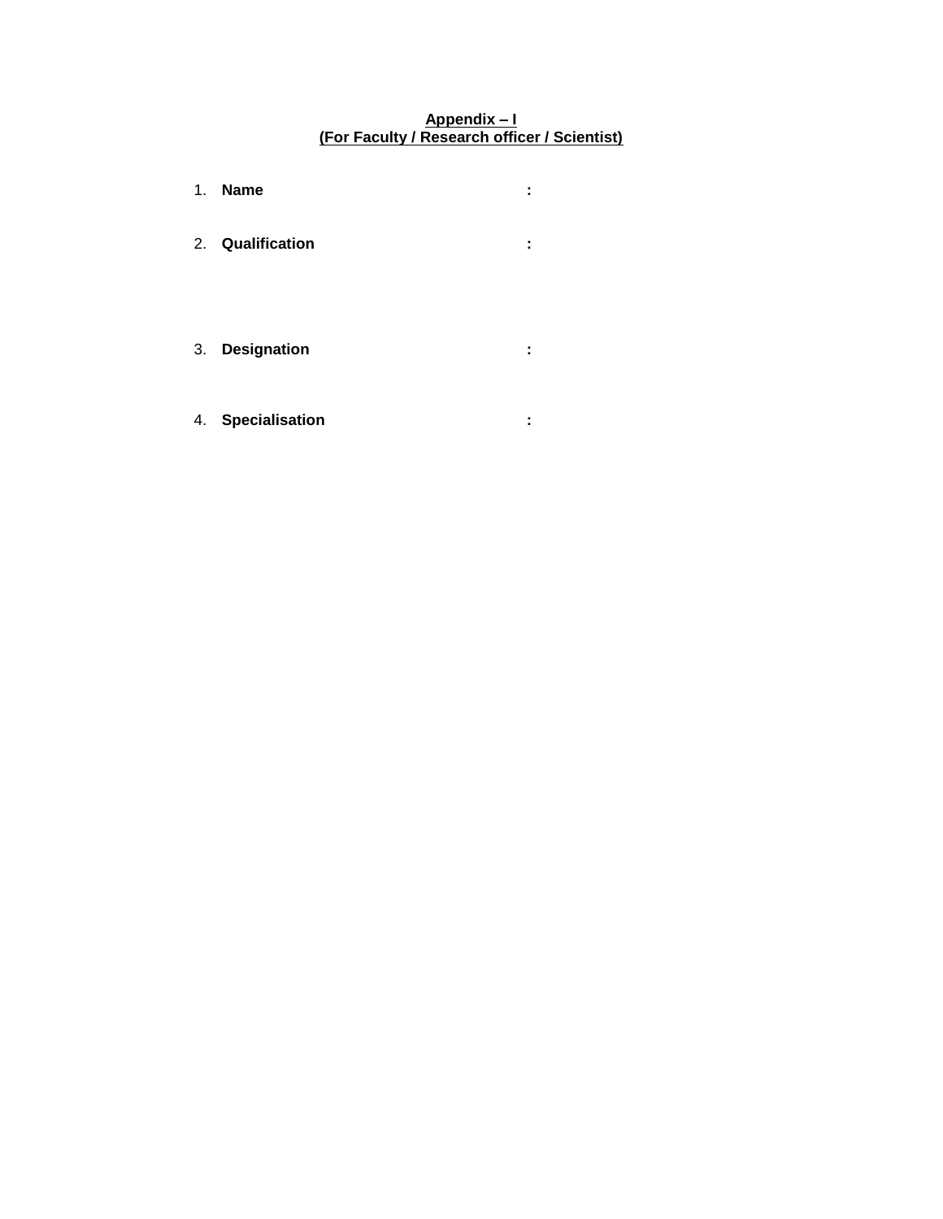**Appendix – I**
**(For Faculty / Research officer / Scientist)**

1. **Name** **:**

2. **Qualification** **:**

3. **Designation** **:**

4. **Specialisation** **:**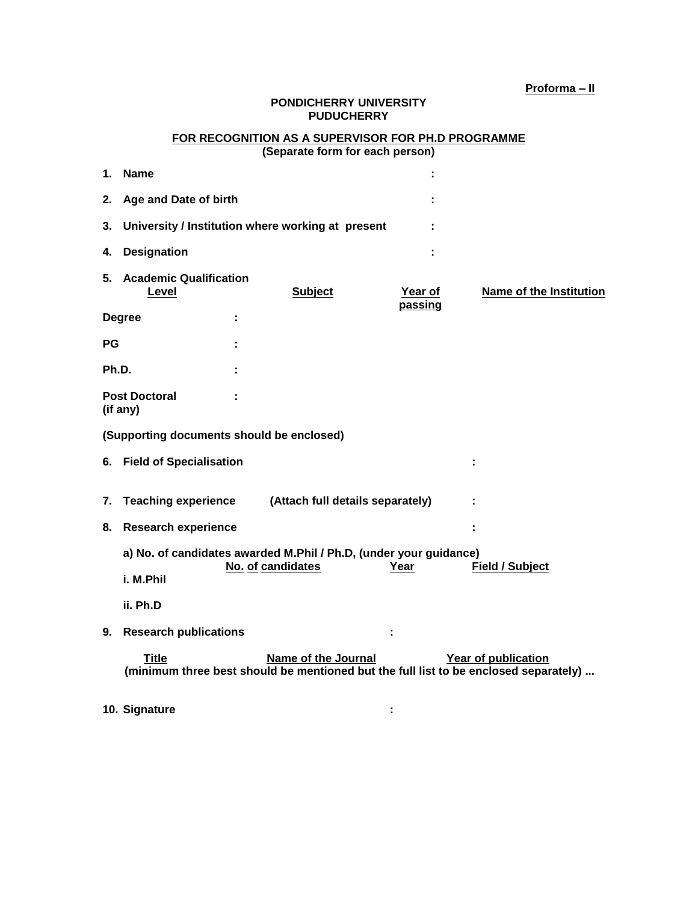**Proforma – II**

**PONDICHERRY UNIVERSITY**
**PUDUCHERRY**

**FOR RECOGNITION AS A SUPERVISOR FOR PH.D PROGRAMME**
**(Separate form for each person)**

1. **Name** :

2. **Age and Date of birth** :

3. **University / Institution where working at present** :

4. **Designation** :

5. **Academic Qualification**

| Level | | Subject | Year of passing | Name of the Institution |
|---|---|---|---|---|
| **Degree** | : | | | |
| **PG** | : | | | |
| **Ph.D.** | : | | | |
| **Post Doctoral (if any)** | : | | | |

**(Supporting documents should be enclosed)**

6. **Field of Specialisation** :

7. **Teaching experience** **(Attach full details separately)** :

8. **Research experience** :

   **a) No. of candidates awarded M.Phil / Ph.D, (under your guidance)**

| | No. of candidates | Year | Field / Subject |
|---|---|---|---|
| **i. M.Phil** | | | |
| **ii. Ph.D** | | | |

9. **Research publications** :

| Title | Name of the Journal | Year of publication |
|---|---|---|

**(minimum three best should be mentioned but the full list to be enclosed separately) ...**

10. **Signature** :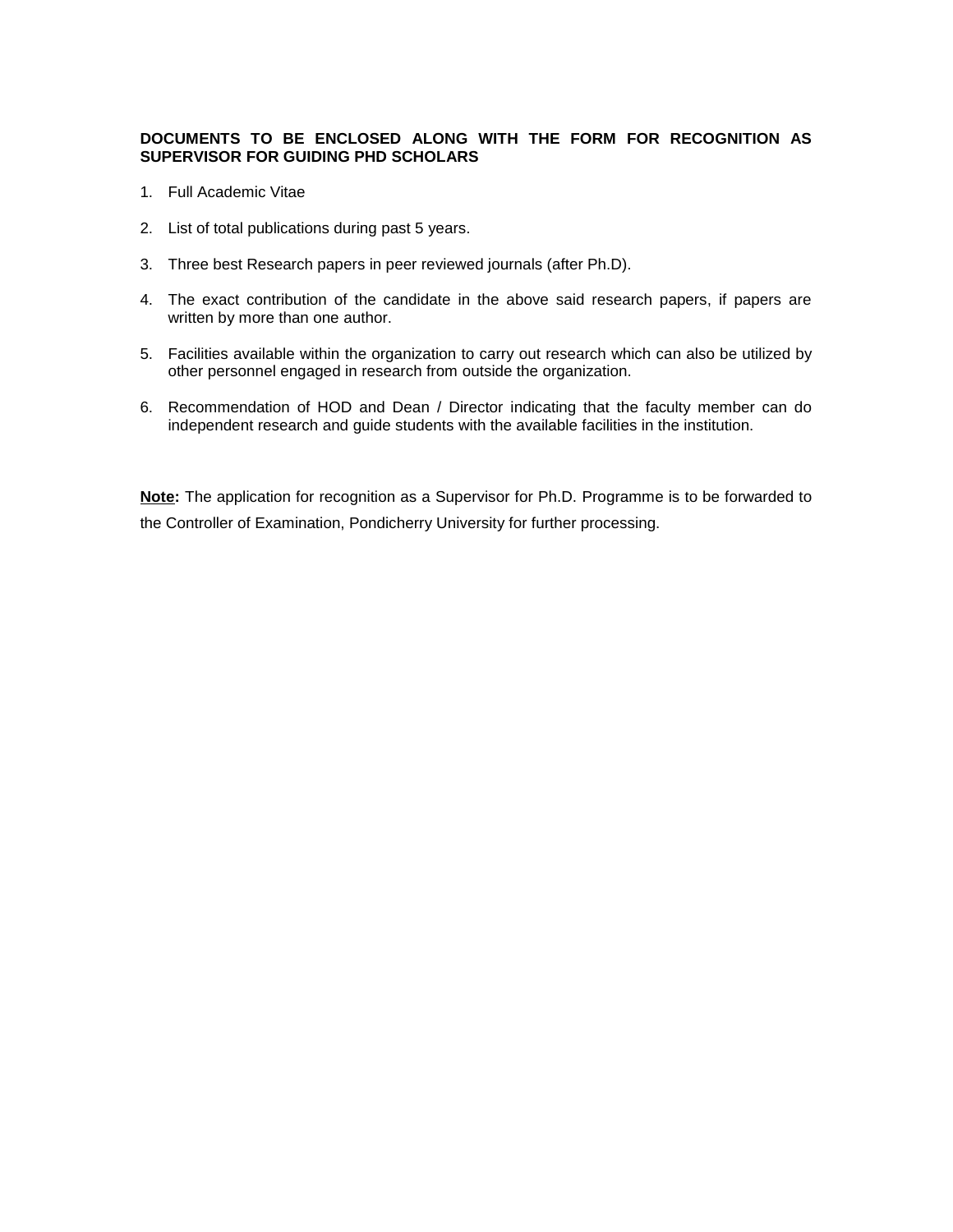**DOCUMENTS TO BE ENCLOSED ALONG WITH THE FORM FOR RECOGNITION AS SUPERVISOR FOR GUIDING PHD SCHOLARS**

1. Full Academic Vitae
2. List of total publications during past 5 years.
3. Three best Research papers in peer reviewed journals (after Ph.D).
4. The exact contribution of the candidate in the above said research papers, if papers are written by more than one author.
5. Facilities available within the organization to carry out research which can also be utilized by other personnel engaged in research from outside the organization.
6. Recommendation of HOD and Dean / Director indicating that the faculty member can do independent research and guide students with the available facilities in the institution.

**Note:** The application for recognition as a Supervisor for Ph.D. Programme is to be forwarded to the Controller of Examination, Pondicherry University for further processing.